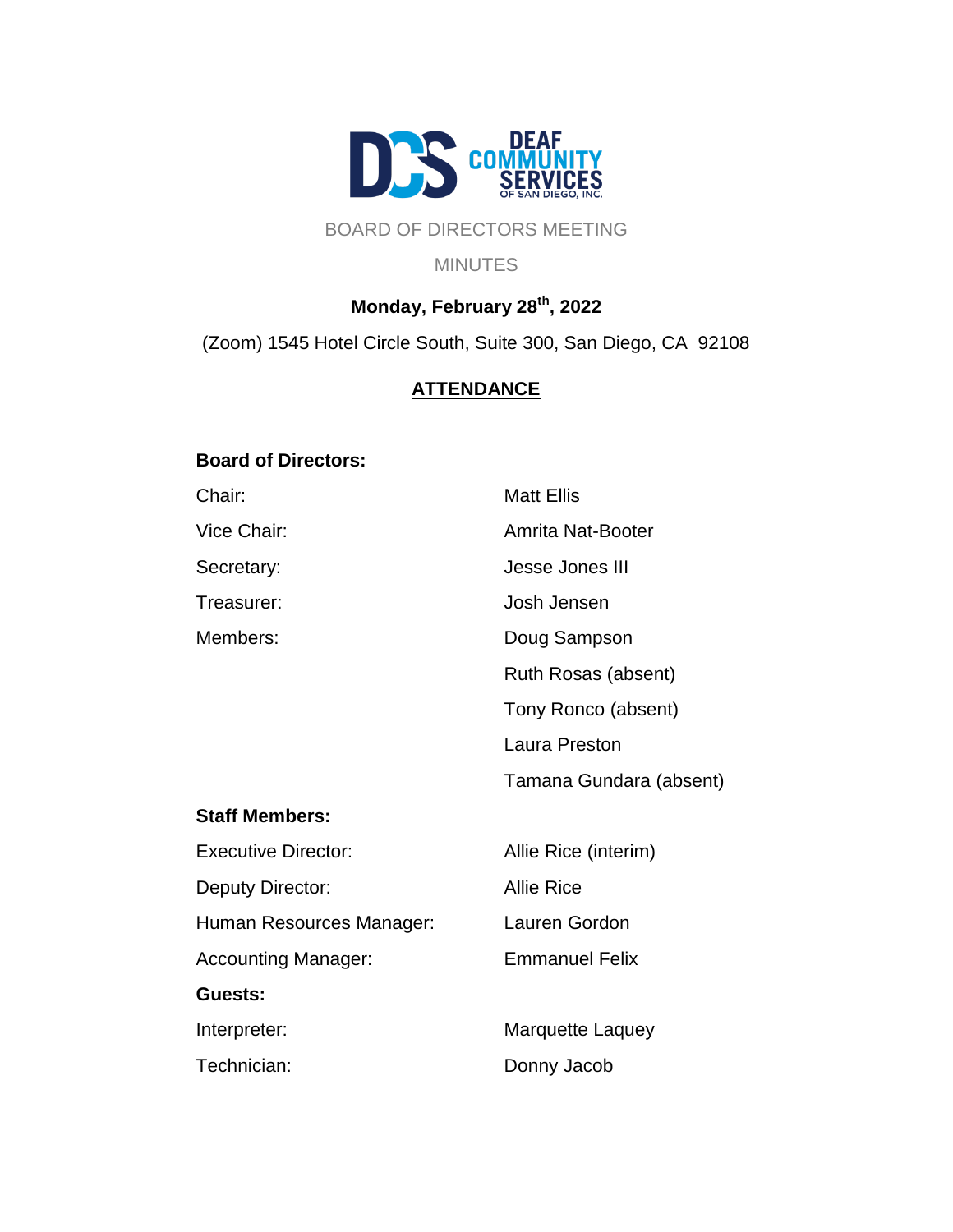DEAF COMMUNITY SERVICES OF SAN DIEGO, INC.

BOARD OF DIRECTORS MEETING

MINUTES

**Monday, February 28th, 2022**

(Zoom) 1545 Hotel Circle South, Suite 300, San Diego, CA 92108

## ATTENDANCE

**Board of Directors:**

| | |
|---|---|
| Chair: | Matt Ellis |
| Vice Chair: | Amrita Nat-Booter |
| Secretary: | Jesse Jones III |
| Treasurer: | Josh Jensen |
| Members: | Doug Sampson |
| | Ruth Rosas (absent) |
| | Tony Ronco (absent) |
| | Laura Preston |
| | Tamana Gundara (absent) |

**Staff Members:**

| | |
|---|---|
| Executive Director: | Allie Rice (interim) |
| Deputy Director: | Allie Rice |
| Human Resources Manager: | Lauren Gordon |
| Accounting Manager: | Emmanuel Felix |

**Guests:**

| | |
|---|---|
| Interpreter: | Marquette Laquey |
| Technician: | Donny Jacob |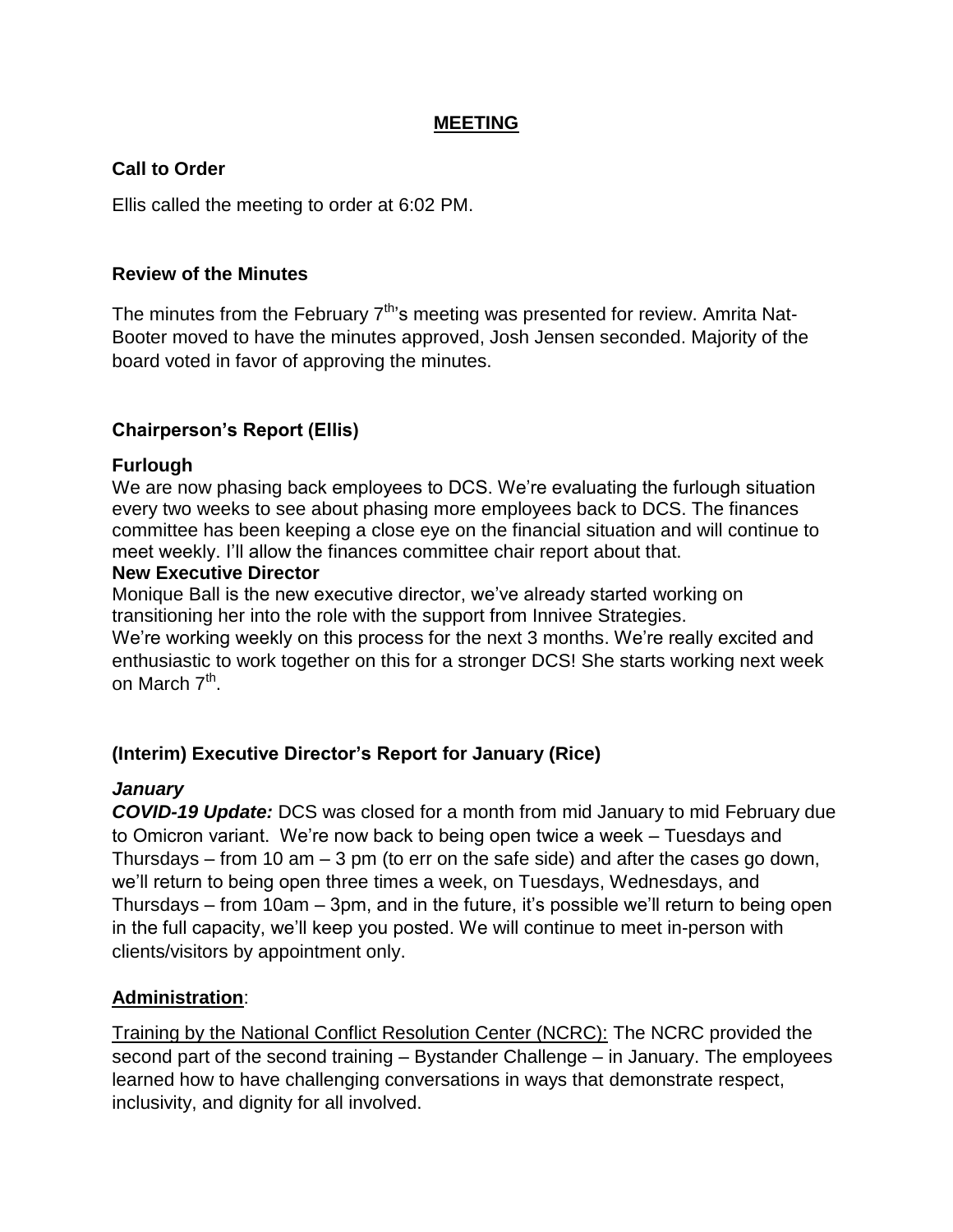## MEETING

### Call to Order

Ellis called the meeting to order at 6:02 PM.

### Review of the Minutes

The minutes from the February 7th's meeting was presented for review. Amrita Nat-Booter moved to have the minutes approved, Josh Jensen seconded. Majority of the board voted in favor of approving the minutes.

### Chairperson's Report (Ellis)

**Furlough**

We are now phasing back employees to DCS. We're evaluating the furlough situation every two weeks to see about phasing more employees back to DCS. The finances committee has been keeping a close eye on the financial situation and will continue to meet weekly. I'll allow the finances committee chair report about that.

**New Executive Director**

Monique Ball is the new executive director, we've already started working on transitioning her into the role with the support from Innivee Strategies.

We're working weekly on this process for the next 3 months. We're really excited and enthusiastic to work together on this for a stronger DCS! She starts working next week on March 7th.

### (Interim) Executive Director's Report for January (Rice)

***January***

***COVID-19 Update:*** DCS was closed for a month from mid January to mid February due to Omicron variant. We're now back to being open twice a week – Tuesdays and Thursdays – from 10 am – 3 pm (to err on the safe side) and after the cases go down, we'll return to being open three times a week, on Tuesdays, Wednesdays, and Thursdays – from 10am – 3pm, and in the future, it's possible we'll return to being open in the full capacity, we'll keep you posted. We will continue to meet in-person with clients/visitors by appointment only.

**Administration**:

Training by the National Conflict Resolution Center (NCRC): The NCRC provided the second part of the second training – Bystander Challenge – in January. The employees learned how to have challenging conversations in ways that demonstrate respect, inclusivity, and dignity for all involved.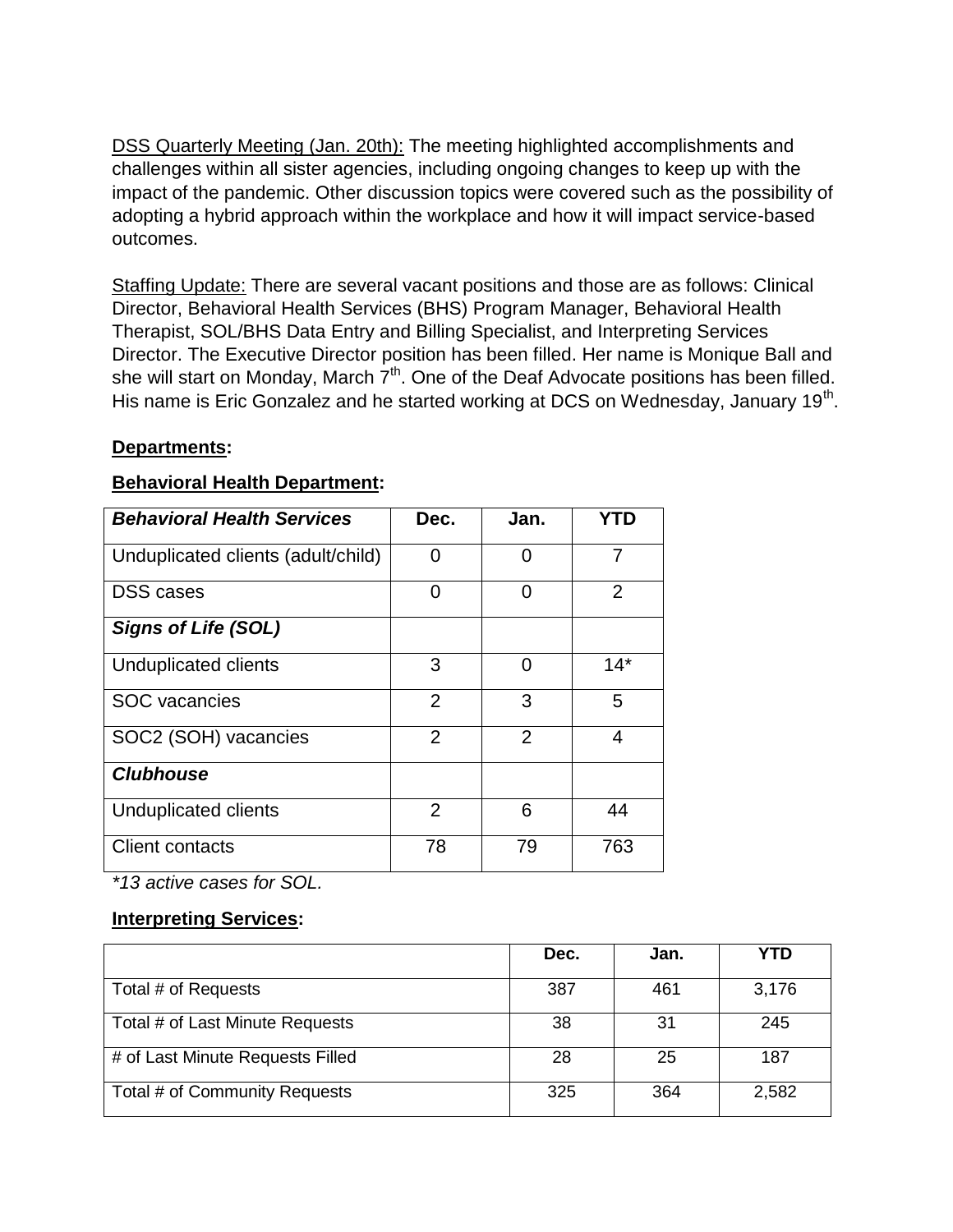<u>DSS Quarterly Meeting (Jan. 20th):</u> The meeting highlighted accomplishments and challenges within all sister agencies, including ongoing changes to keep up with the impact of the pandemic. Other discussion topics were covered such as the possibility of adopting a hybrid approach within the workplace and how it will impact service-based outcomes.

<u>Staffing Update:</u> There are several vacant positions and those are as follows: Clinical Director, Behavioral Health Services (BHS) Program Manager, Behavioral Health Therapist, SOL/BHS Data Entry and Billing Specialist, and Interpreting Services Director. The Executive Director position has been filled. Her name is Monique Ball and she will start on Monday, March 7th. One of the Deaf Advocate positions has been filled. His name is Eric Gonzalez and he started working at DCS on Wednesday, January 19th.

## **Departments:**

### **Behavioral Health Department:**

| ***Behavioral Health Services*** | **Dec.** | **Jan.** | **YTD** |
|---|---|---|---|
| Unduplicated clients (adult/child) | 0 | 0 | 7 |
| DSS cases | 0 | 0 | 2 |
| ***Signs of Life (SOL)*** | | | |
| Unduplicated clients | 3 | 0 | 14* |
| SOC vacancies | 2 | 3 | 5 |
| SOC2 (SOH) vacancies | 2 | 2 | 4 |
| ***Clubhouse*** | | | |
| Unduplicated clients | 2 | 6 | 44 |
| Client contacts | 78 | 79 | 763 |

*\*13 active cases for SOL.*

### **Interpreting Services:**

| | **Dec.** | **Jan.** | **YTD** |
|---|---|---|---|
| Total # of Requests | 387 | 461 | 3,176 |
| Total # of Last Minute Requests | 38 | 31 | 245 |
| # of Last Minute Requests Filled | 28 | 25 | 187 |
| Total # of Community Requests | 325 | 364 | 2,582 |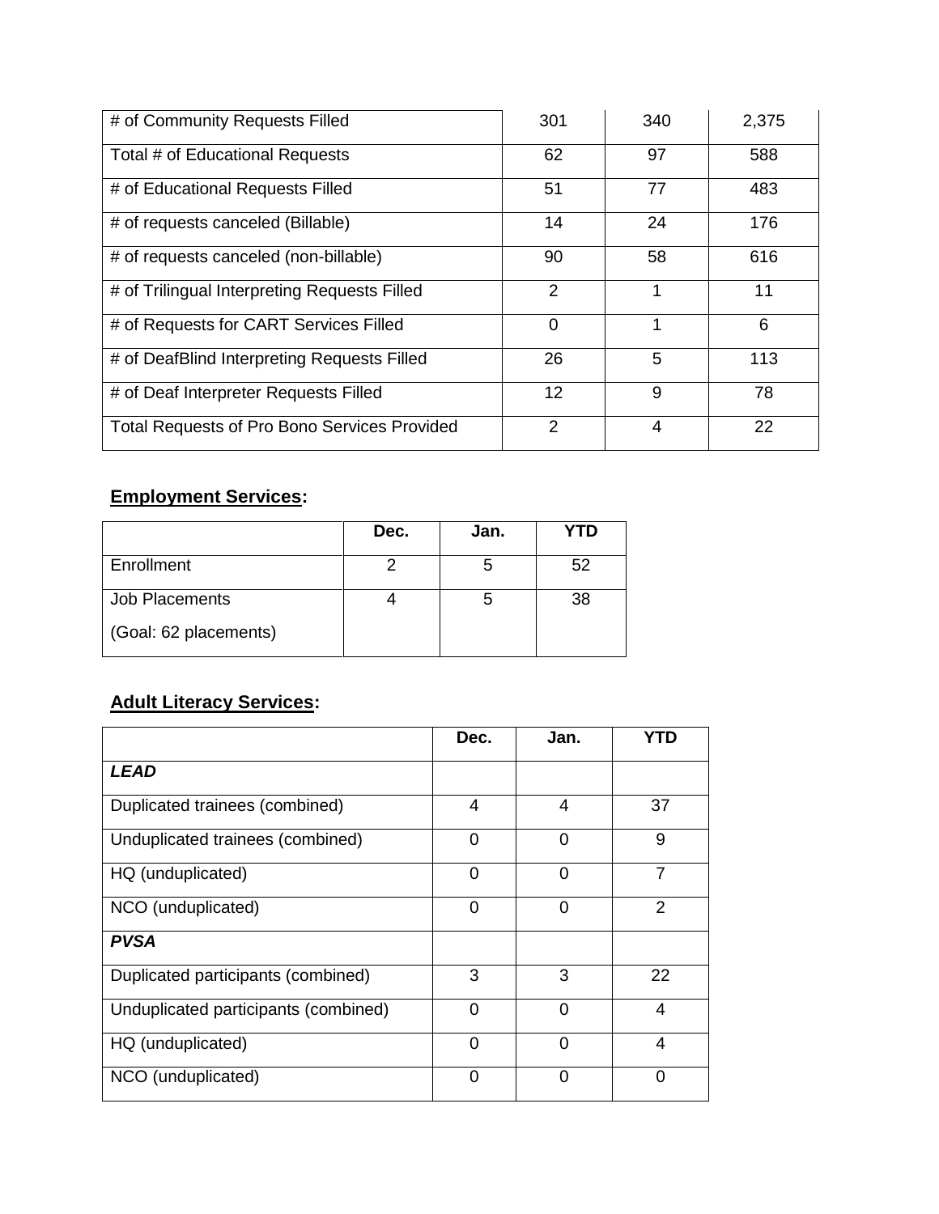| | | | |
|---|---|---|---|
| # of Community Requests Filled | 301 | 340 | 2,375 |
| Total # of Educational Requests | 62 | 97 | 588 |
| # of Educational Requests Filled | 51 | 77 | 483 |
| # of requests canceled (Billable) | 14 | 24 | 176 |
| # of requests canceled (non-billable) | 90 | 58 | 616 |
| # of Trilingual Interpreting Requests Filled | 2 | 1 | 11 |
| # of Requests for CART Services Filled | 0 | 1 | 6 |
| # of DeafBlind Interpreting Requests Filled | 26 | 5 | 113 |
| # of Deaf Interpreter Requests Filled | 12 | 9 | 78 |
| Total Requests of Pro Bono Services Provided | 2 | 4 | 22 |

## **Employment Services:**

| | Dec. | Jan. | YTD |
|---|---|---|---|
| Enrollment | 2 | 5 | 52 |
| Job Placements<br>(Goal: 62 placements) | 4 | 5 | 38 |

## **Adult Literacy Services:**

| | Dec. | Jan. | YTD |
|---|---|---|---|
| ***LEAD*** | | | |
| Duplicated trainees (combined) | 4 | 4 | 37 |
| Unduplicated trainees (combined) | 0 | 0 | 9 |
| HQ (unduplicated) | 0 | 0 | 7 |
| NCO (unduplicated) | 0 | 0 | 2 |
| ***PVSA*** | | | |
| Duplicated participants (combined) | 3 | 3 | 22 |
| Unduplicated participants (combined) | 0 | 0 | 4 |
| HQ (unduplicated) | 0 | 0 | 4 |
| NCO (unduplicated) | 0 | 0 | 0 |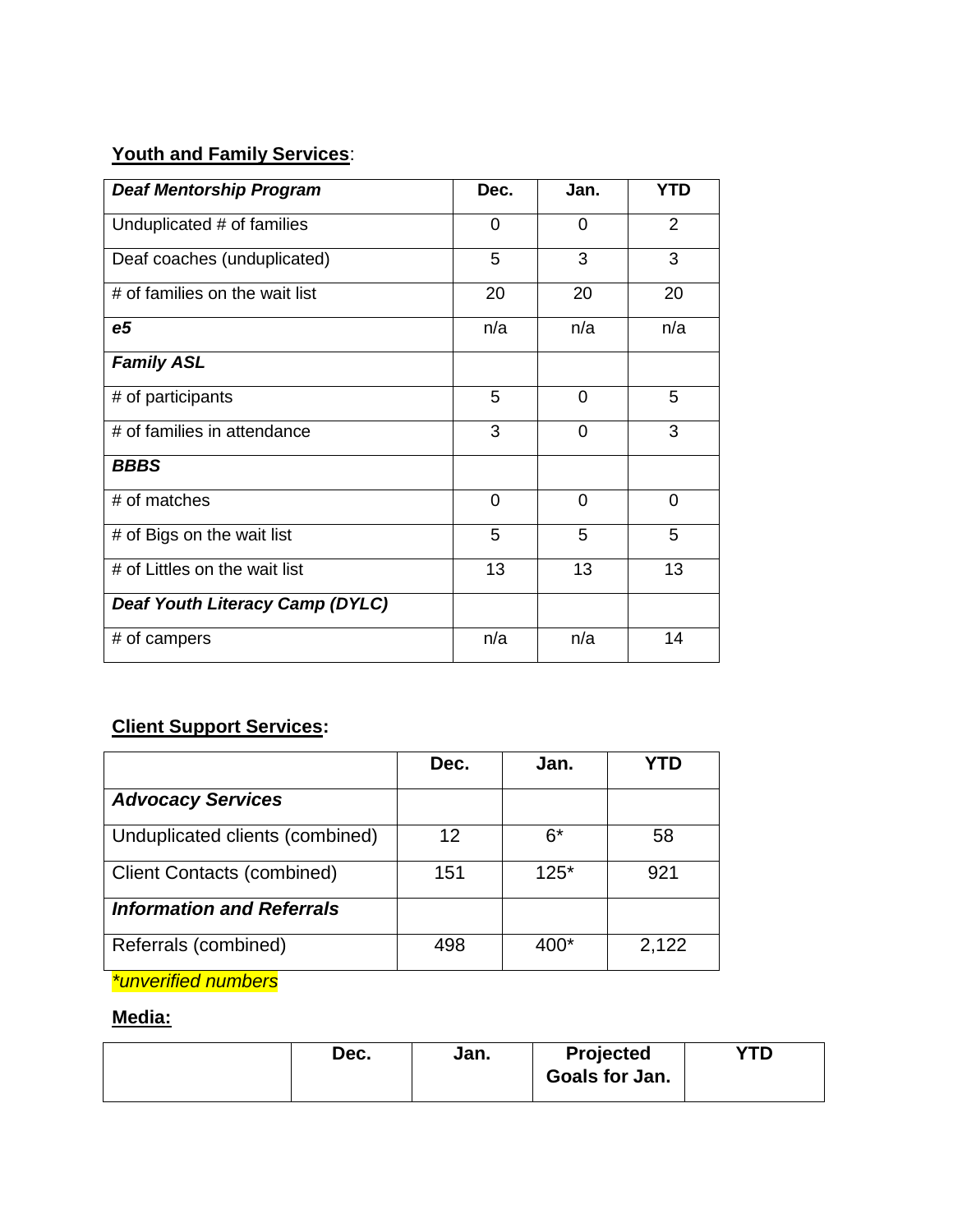**Youth and Family Services**:

| ***Deaf Mentorship Program*** | **Dec.** | **Jan.** | **YTD** |
|---|---|---|---|
| Unduplicated # of families | 0 | 0 | 2 |
| Deaf coaches (unduplicated) | 5 | 3 | 3 |
| # of families on the wait list | 20 | 20 | 20 |
| ***e5*** | n/a | n/a | n/a |
| ***Family ASL*** | | | |
| # of participants | 5 | 0 | 5 |
| # of families in attendance | 3 | 0 | 3 |
| ***BBBS*** | | | |
| # of matches | 0 | 0 | 0 |
| # of Bigs on the wait list | 5 | 5 | 5 |
| # of Littles on the wait list | 13 | 13 | 13 |
| ***Deaf Youth Literacy Camp (DYLC)*** | | | |
| # of campers | n/a | n/a | 14 |

**Client Support Services:**

| | **Dec.** | **Jan.** | **YTD** |
|---|---|---|---|
| ***Advocacy Services*** | | | |
| Unduplicated clients (combined) | 12 | 6* | 58 |
| Client Contacts (combined) | 151 | 125* | 921 |
| ***Information and Referrals*** | | | |
| Referrals (combined) | 498 | 400* | 2,122 |

*\*unverified numbers*

**Media:**

| | **Dec.** | **Jan.** | **Projected Goals for Jan.** | **YTD** |
|---|---|---|---|---|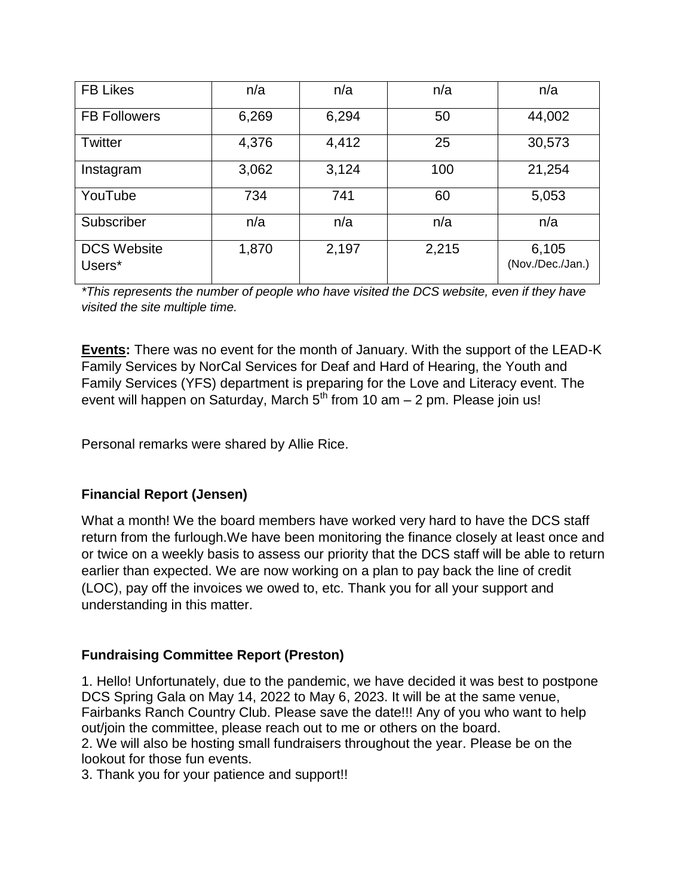| FB Likes | n/a | n/a | n/a | n/a |
|---|---|---|---|---|
| FB Followers | 6,269 | 6,294 | 50 | 44,002 |
| Twitter | 4,376 | 4,412 | 25 | 30,573 |
| Instagram | 3,062 | 3,124 | 100 | 21,254 |
| YouTube | 734 | 741 | 60 | 5,053 |
| Subscriber | n/a | n/a | n/a | n/a |
| DCS Website Users* | 1,870 | 2,197 | 2,215 | 6,105 (Nov./Dec./Jan.) |

*\*This represents the number of people who have visited the DCS website, even if they have visited the site multiple time.*

**Events:** There was no event for the month of January. With the support of the LEAD-K Family Services by NorCal Services for Deaf and Hard of Hearing, the Youth and Family Services (YFS) department is preparing for the Love and Literacy event. The event will happen on Saturday, March 5th from 10 am – 2 pm. Please join us!

Personal remarks were shared by Allie Rice.

### Financial Report (Jensen)

What a month! We the board members have worked very hard to have the DCS staff return from the furlough.We have been monitoring the finance closely at least once and or twice on a weekly basis to assess our priority that the DCS staff will be able to return earlier than expected. We are now working on a plan to pay back the line of credit (LOC), pay off the invoices we owed to, etc. Thank you for all your support and understanding in this matter.

### Fundraising Committee Report (Preston)

1. Hello! Unfortunately, due to the pandemic, we have decided it was best to postpone DCS Spring Gala on May 14, 2022 to May 6, 2023. It will be at the same venue, Fairbanks Ranch Country Club. Please save the date!!! Any of you who want to help out/join the committee, please reach out to me or others on the board.
2. We will also be hosting small fundraisers throughout the year. Please be on the lookout for those fun events.
3. Thank you for your patience and support!!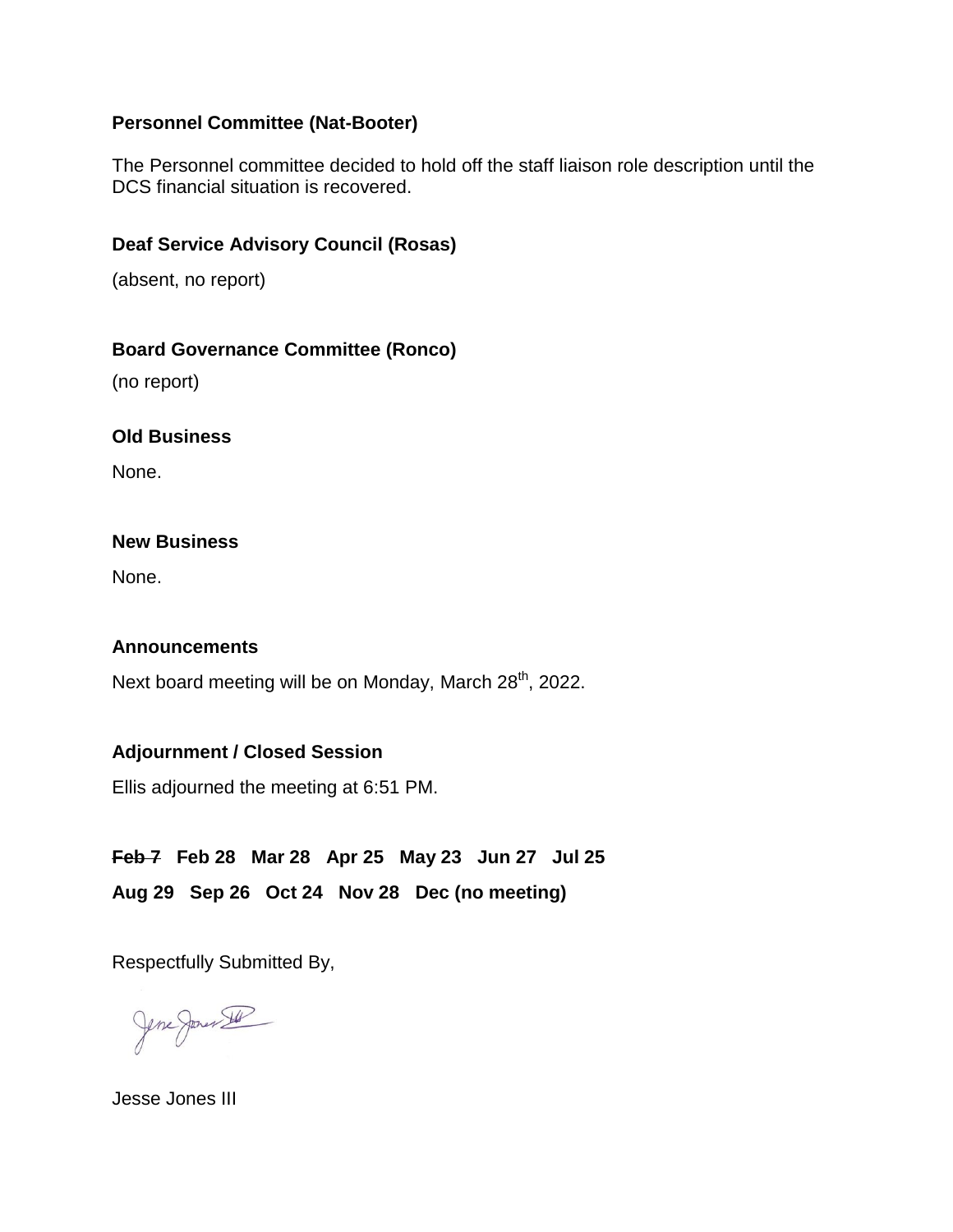**Personnel Committee (Nat-Booter)**

The Personnel committee decided to hold off the staff liaison role description until the DCS financial situation is recovered.

**Deaf Service Advisory Council (Rosas)**

(absent, no report)

**Board Governance Committee (Ronco)**

(no report)

**Old Business**

None.

**New Business**

None.

**Announcements**

Next board meeting will be on Monday, March 28th, 2022.

**Adjournment / Closed Session**

Ellis adjourned the meeting at 6:51 PM.

**~~Feb 7~~ Feb 28 Mar 28 Apr 25 May 23 Jun 27 Jul 25**

**Aug 29 Sep 26 Oct 24 Nov 28 Dec (no meeting)**

Respectfully Submitted By,

Jesse Jones III